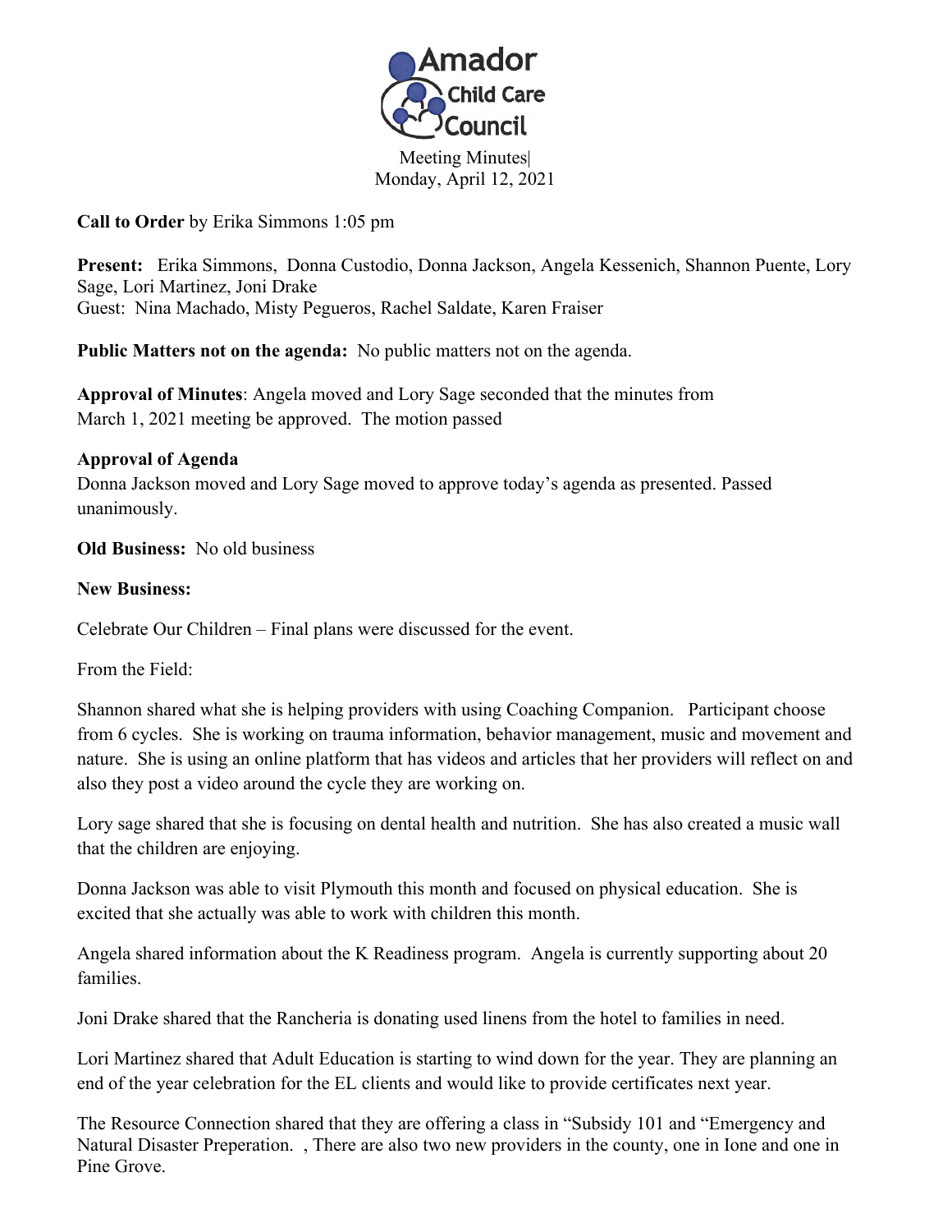# Amador Child Care Council

Meeting Minutes|
Monday, April 12, 2021

**Call to Order** by Erika Simmons 1:05 pm

**Present:** Erika Simmons, Donna Custodio, Donna Jackson, Angela Kessenich, Shannon Puente, Lory Sage, Lori Martinez, Joni Drake
Guest: Nina Machado, Misty Pegueros, Rachel Saldate, Karen Fraiser

**Public Matters not on the agenda:** No public matters not on the agenda.

**Approval of Minutes**: Angela moved and Lory Sage seconded that the minutes from March 1, 2021 meeting be approved. The motion passed

**Approval of Agenda**
Donna Jackson moved and Lory Sage moved to approve today's agenda as presented. Passed unanimously.

**Old Business:** No old business

**New Business:**

Celebrate Our Children – Final plans were discussed for the event.

From the Field:

Shannon shared what she is helping providers with using Coaching Companion. Participant choose from 6 cycles. She is working on trauma information, behavior management, music and movement and nature. She is using an online platform that has videos and articles that her providers will reflect on and also they post a video around the cycle they are working on.

Lory sage shared that she is focusing on dental health and nutrition. She has also created a music wall that the children are enjoying.

Donna Jackson was able to visit Plymouth this month and focused on physical education. She is excited that she actually was able to work with children this month.

Angela shared information about the K Readiness program. Angela is currently supporting about 20 families.

Joni Drake shared that the Rancheria is donating used linens from the hotel to families in need.

Lori Martinez shared that Adult Education is starting to wind down for the year. They are planning an end of the year celebration for the EL clients and would like to provide certificates next year.

The Resource Connection shared that they are offering a class in "Subsidy 101 and "Emergency and Natural Disaster Preperation. , There are also two new providers in the county, one in Ione and one in Pine Grove.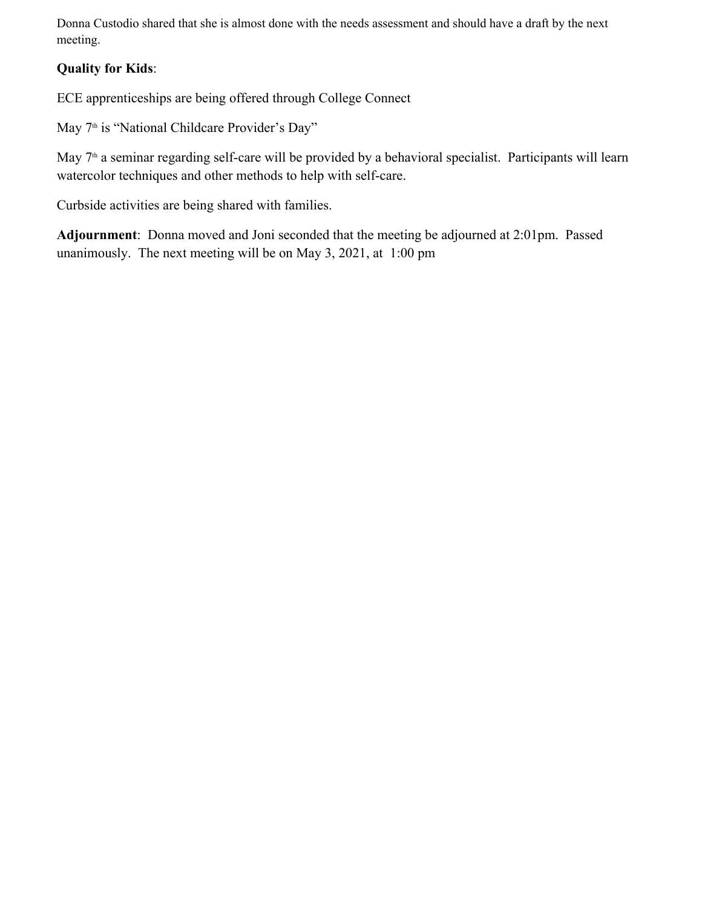Donna Custodio shared that she is almost done with the needs assessment and should have a draft by the next meeting.

**Quality for Kids**:

ECE apprenticeships are being offered through College Connect

May 7th is "National Childcare Provider's Day"

May 7th a seminar regarding self-care will be provided by a behavioral specialist. Participants will learn watercolor techniques and other methods to help with self-care.

Curbside activities are being shared with families.

**Adjournment**: Donna moved and Joni seconded that the meeting be adjourned at 2:01pm. Passed unanimously. The next meeting will be on May 3, 2021, at 1:00 pm